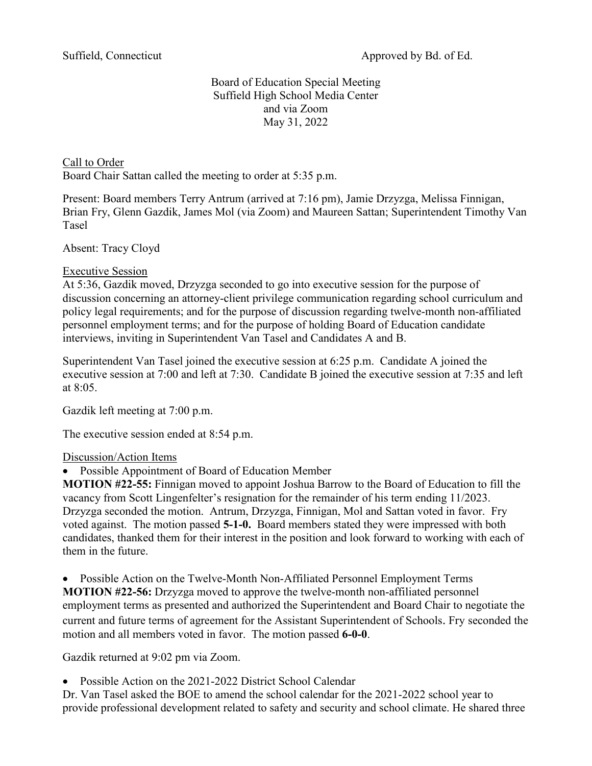Suffield, Connecticut Approved by Bd. of Ed.

Board of Education Special Meeting
Suffield High School Media Center
and via Zoom
May 31, 2022

Call to Order

Board Chair Sattan called the meeting to order at 5:35 p.m.

Present: Board members Terry Antrum (arrived at 7:16 pm), Jamie Drzyzga, Melissa Finnigan, Brian Fry, Glenn Gazdik, James Mol (via Zoom) and Maureen Sattan; Superintendent Timothy Van Tasel

Absent: Tracy Cloyd

Executive Session

At 5:36, Gazdik moved, Drzyzga seconded to go into executive session for the purpose of discussion concerning an attorney-client privilege communication regarding school curriculum and policy legal requirements; and for the purpose of discussion regarding twelve-month non-affiliated personnel employment terms; and for the purpose of holding Board of Education candidate interviews, inviting in Superintendent Van Tasel and Candidates A and B.

Superintendent Van Tasel joined the executive session at 6:25 p.m. Candidate A joined the executive session at 7:00 and left at 7:30. Candidate B joined the executive session at 7:35 and left at 8:05.

Gazdik left meeting at 7:00 p.m.

The executive session ended at 8:54 p.m.

Discussion/Action Items

- Possible Appointment of Board of Education Member

**MOTION #22-55:** Finnigan moved to appoint Joshua Barrow to the Board of Education to fill the vacancy from Scott Lingenfelter's resignation for the remainder of his term ending 11/2023. Drzyzga seconded the motion. Antrum, Drzyzga, Finnigan, Mol and Sattan voted in favor. Fry voted against. The motion passed **5-1-0.** Board members stated they were impressed with both candidates, thanked them for their interest in the position and look forward to working with each of them in the future.

- Possible Action on the Twelve-Month Non-Affiliated Personnel Employment Terms

**MOTION #22-56:** Drzyzga moved to approve the twelve-month non-affiliated personnel employment terms as presented and authorized the Superintendent and Board Chair to negotiate the current and future terms of agreement for the Assistant Superintendent of Schools. Fry seconded the motion and all members voted in favor. The motion passed **6-0-0**.

Gazdik returned at 9:02 pm via Zoom.

- Possible Action on the 2021-2022 District School Calendar

Dr. Van Tasel asked the BOE to amend the school calendar for the 2021-2022 school year to provide professional development related to safety and security and school climate. He shared three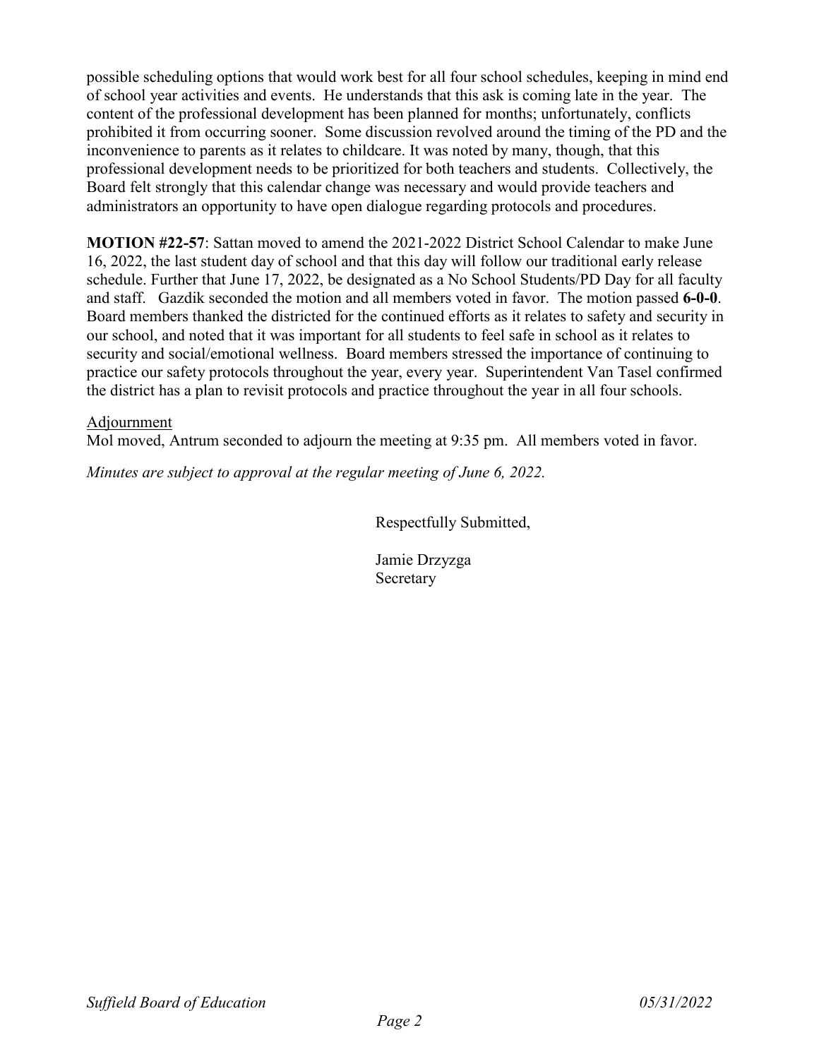possible scheduling options that would work best for all four school schedules, keeping in mind end of school year activities and events. He understands that this ask is coming late in the year. The content of the professional development has been planned for months; unfortunately, conflicts prohibited it from occurring sooner. Some discussion revolved around the timing of the PD and the inconvenience to parents as it relates to childcare. It was noted by many, though, that this professional development needs to be prioritized for both teachers and students. Collectively, the Board felt strongly that this calendar change was necessary and would provide teachers and administrators an opportunity to have open dialogue regarding protocols and procedures.

**MOTION #22-57**: Sattan moved to amend the 2021-2022 District School Calendar to make June 16, 2022, the last student day of school and that this day will follow our traditional early release schedule. Further that June 17, 2022, be designated as a No School Students/PD Day for all faculty and staff. Gazdik seconded the motion and all members voted in favor. The motion passed **6-0-0**. Board members thanked the districted for the continued efforts as it relates to safety and security in our school, and noted that it was important for all students to feel safe in school as it relates to security and social/emotional wellness. Board members stressed the importance of continuing to practice our safety protocols throughout the year, every year. Superintendent Van Tasel confirmed the district has a plan to revisit protocols and practice throughout the year in all four schools.

<u>Adjournment</u>

Mol moved, Antrum seconded to adjourn the meeting at 9:35 pm. All members voted in favor.

*Minutes are subject to approval at the regular meeting of June 6, 2022.*

Respectfully Submitted,

Jamie Drzyzga
Secretary